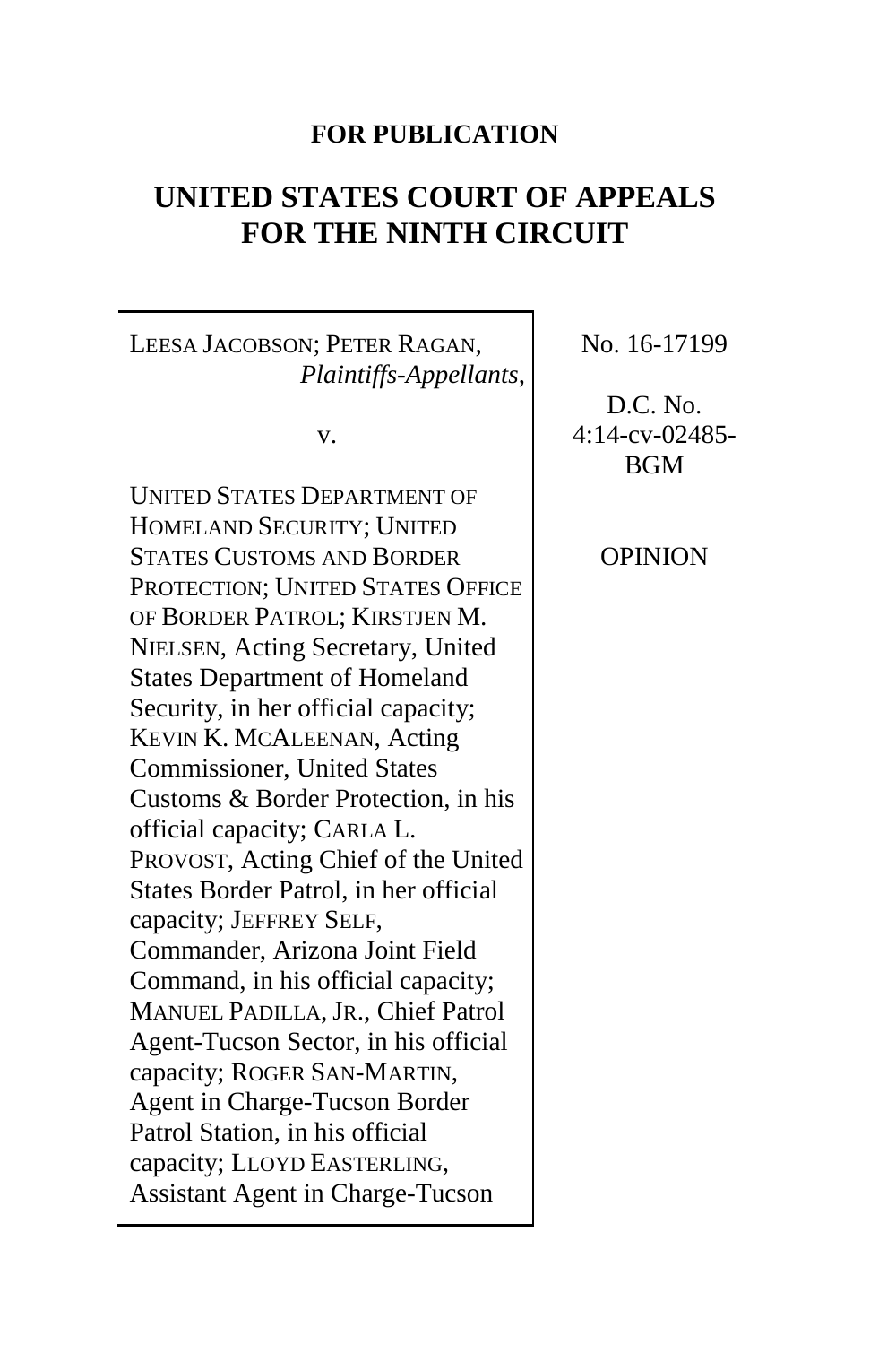**FOR PUBLICATION**

# UNITED STATES COURT OF APPEALS FOR THE NINTH CIRCUIT

LEESA JACOBSON; PETER RAGAN,
*Plaintiffs-Appellants*,

v.

UNITED STATES DEPARTMENT OF HOMELAND SECURITY; UNITED STATES CUSTOMS AND BORDER PROTECTION; UNITED STATES OFFICE OF BORDER PATROL; KIRSTJEN M. NIELSEN, Acting Secretary, United States Department of Homeland Security, in her official capacity; KEVIN K. MCALEENAN, Acting Commissioner, United States Customs & Border Protection, in his official capacity; CARLA L. PROVOST, Acting Chief of the United States Border Patrol, in her official capacity; JEFFREY SELF, Commander, Arizona Joint Field Command, in his official capacity; MANUEL PADILLA, JR., Chief Patrol Agent-Tucson Sector, in his official capacity; ROGER SAN-MARTIN, Agent in Charge-Tucson Border Patrol Station, in his official capacity; LLOYD EASTERLING, Assistant Agent in Charge-Tucson

No. 16-17199

D.C. No. 4:14-cv-02485-BGM

OPINION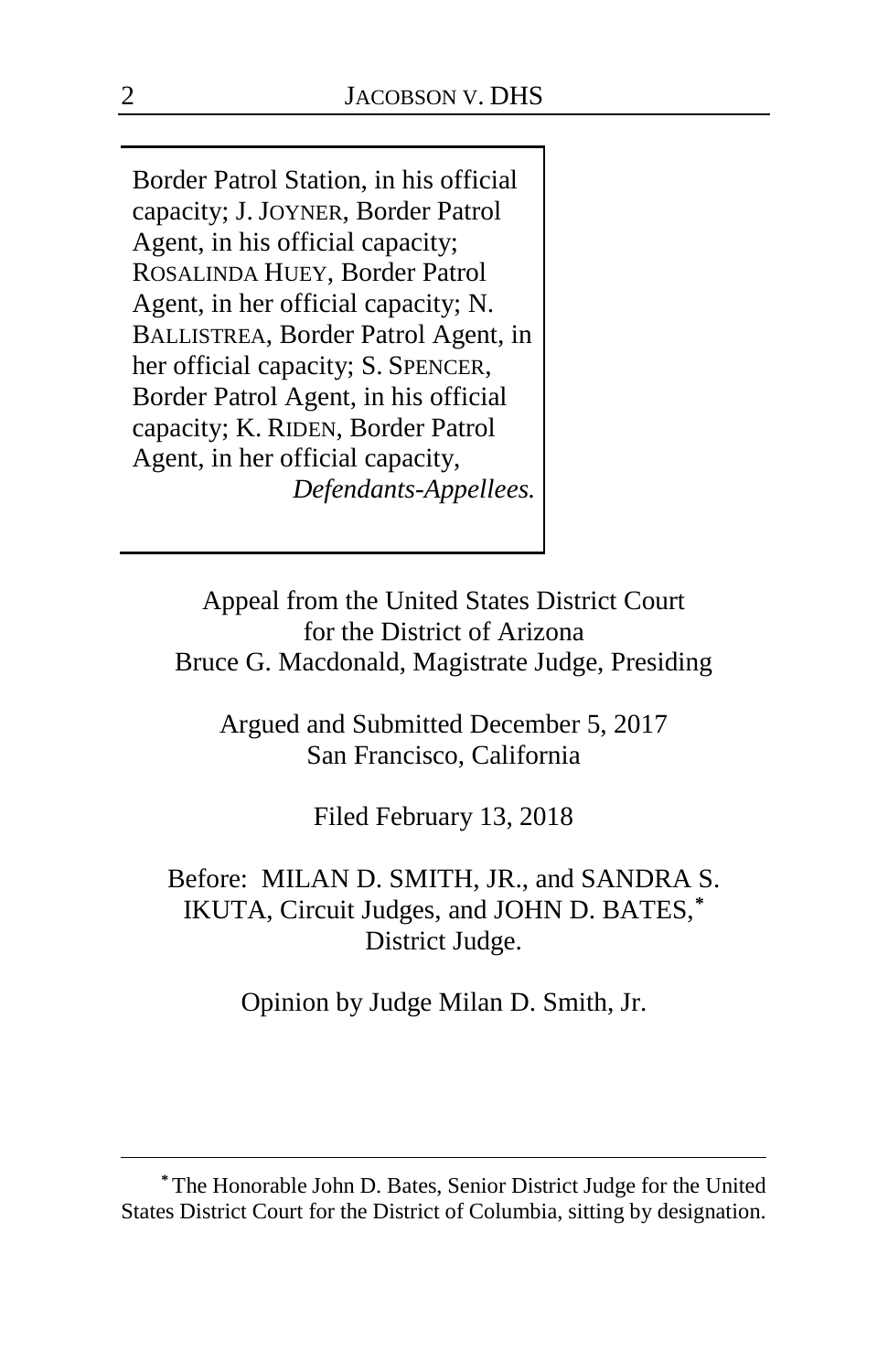Border Patrol Station, in his official capacity; J. JOYNER, Border Patrol Agent, in his official capacity; ROSALINDA HUEY, Border Patrol Agent, in her official capacity; N. BALLISTREA, Border Patrol Agent, in her official capacity; S. SPENCER, Border Patrol Agent, in his official capacity; K. RIDEN, Border Patrol Agent, in her official capacity,

*Defendants-Appellees.*

Appeal from the United States District Court
for the District of Arizona
Bruce G. Macdonald, Magistrate Judge, Presiding

Argued and Submitted December 5, 2017
San Francisco, California

Filed February 13, 2018

Before: MILAN D. SMITH, JR., and SANDRA S. IKUTA, Circuit Judges, and JOHN D. BATES,* District Judge.

Opinion by Judge Milan D. Smith, Jr.

---

* The Honorable John D. Bates, Senior District Judge for the United States District Court for the District of Columbia, sitting by designation.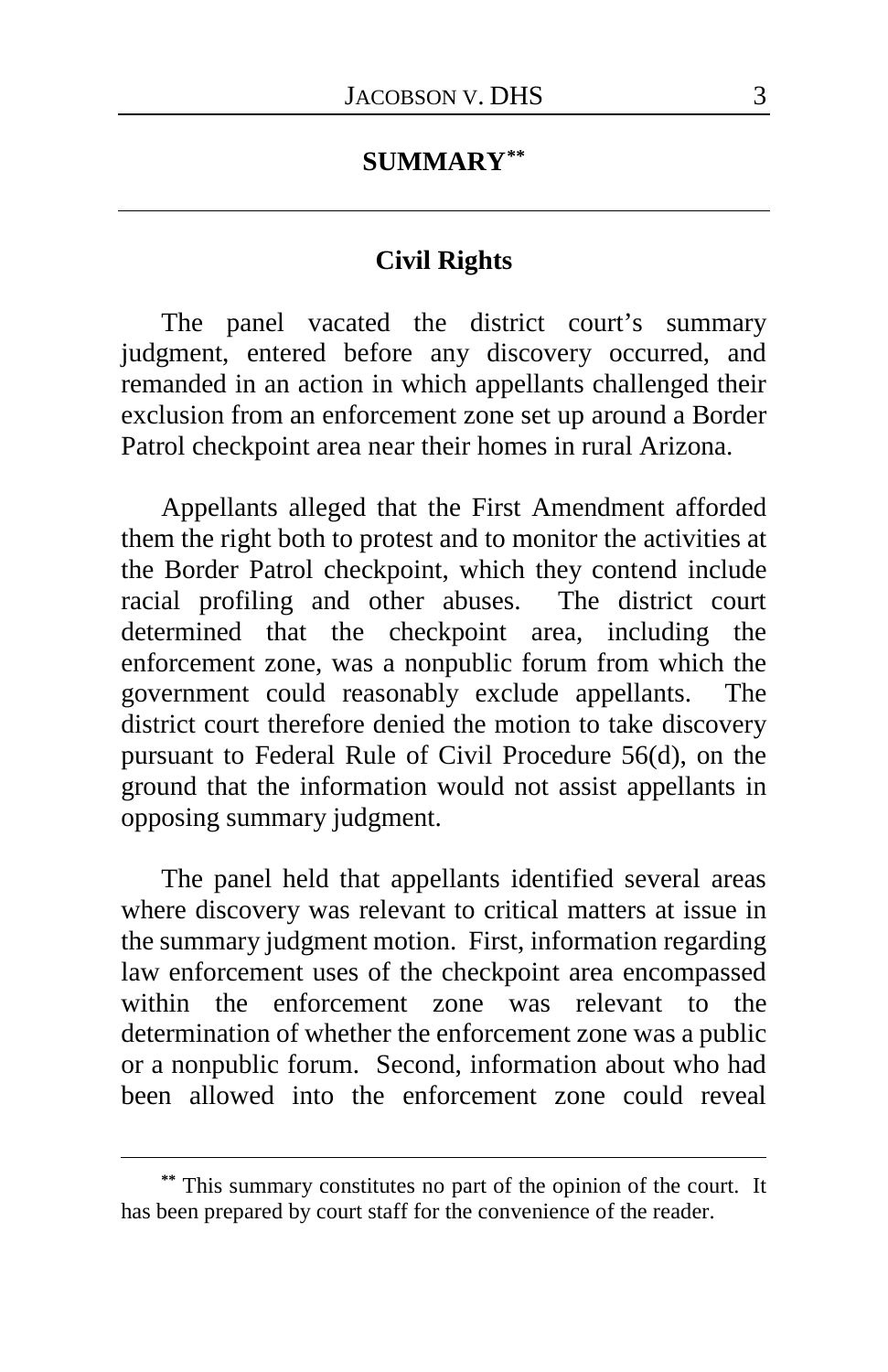## SUMMARY[**]

### Civil Rights

The panel vacated the district court's summary judgment, entered before any discovery occurred, and remanded in an action in which appellants challenged their exclusion from an enforcement zone set up around a Border Patrol checkpoint area near their homes in rural Arizona.

Appellants alleged that the First Amendment afforded them the right both to protest and to monitor the activities at the Border Patrol checkpoint, which they contend include racial profiling and other abuses. The district court determined that the checkpoint area, including the enforcement zone, was a nonpublic forum from which the government could reasonably exclude appellants. The district court therefore denied the motion to take discovery pursuant to Federal Rule of Civil Procedure 56(d), on the ground that the information would not assist appellants in opposing summary judgment.

The panel held that appellants identified several areas where discovery was relevant to critical matters at issue in the summary judgment motion. First, information regarding law enforcement uses of the checkpoint area encompassed within the enforcement zone was relevant to the determination of whether the enforcement zone was a public or a nonpublic forum. Second, information about who had been allowed into the enforcement zone could reveal

[**] This summary constitutes no part of the opinion of the court. It has been prepared by court staff for the convenience of the reader.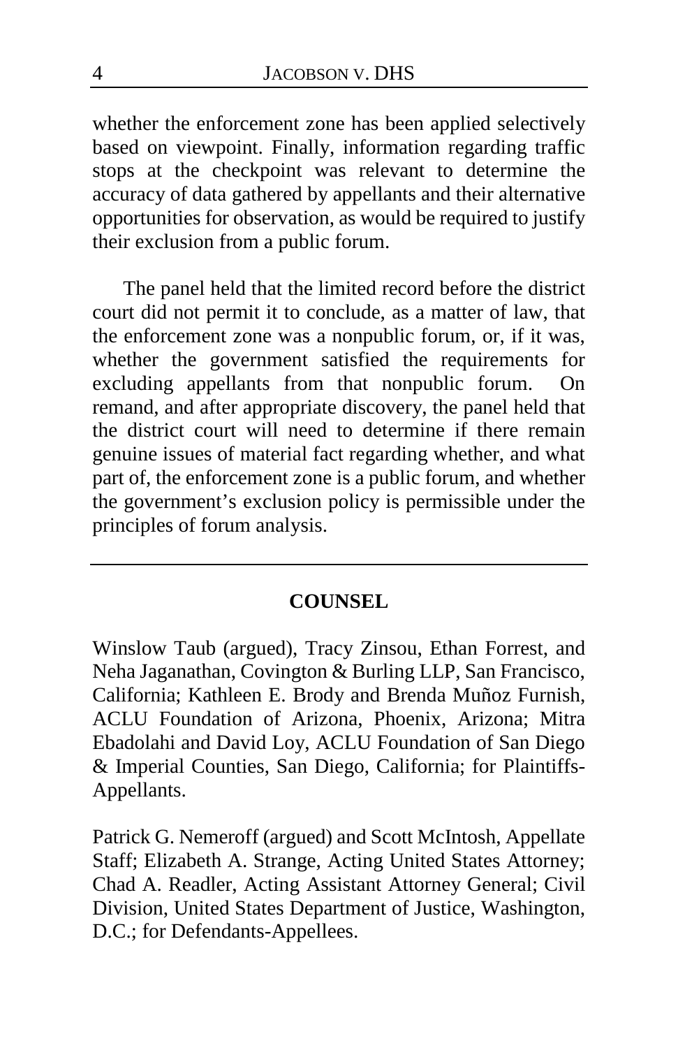whether the enforcement zone has been applied selectively based on viewpoint. Finally, information regarding traffic stops at the checkpoint was relevant to determine the accuracy of data gathered by appellants and their alternative opportunities for observation, as would be required to justify their exclusion from a public forum.

The panel held that the limited record before the district court did not permit it to conclude, as a matter of law, that the enforcement zone was a nonpublic forum, or, if it was, whether the government satisfied the requirements for excluding appellants from that nonpublic forum. On remand, and after appropriate discovery, the panel held that the district court will need to determine if there remain genuine issues of material fact regarding whether, and what part of, the enforcement zone is a public forum, and whether the government's exclusion policy is permissible under the principles of forum analysis.

---

## COUNSEL

Winslow Taub (argued), Tracy Zinsou, Ethan Forrest, and Neha Jaganathan, Covington & Burling LLP, San Francisco, California; Kathleen E. Brody and Brenda Muñoz Furnish, ACLU Foundation of Arizona, Phoenix, Arizona; Mitra Ebadolahi and David Loy, ACLU Foundation of San Diego & Imperial Counties, San Diego, California; for Plaintiffs-Appellants.

Patrick G. Nemeroff (argued) and Scott McIntosh, Appellate Staff; Elizabeth A. Strange, Acting United States Attorney; Chad A. Readler, Acting Assistant Attorney General; Civil Division, United States Department of Justice, Washington, D.C.; for Defendants-Appellees.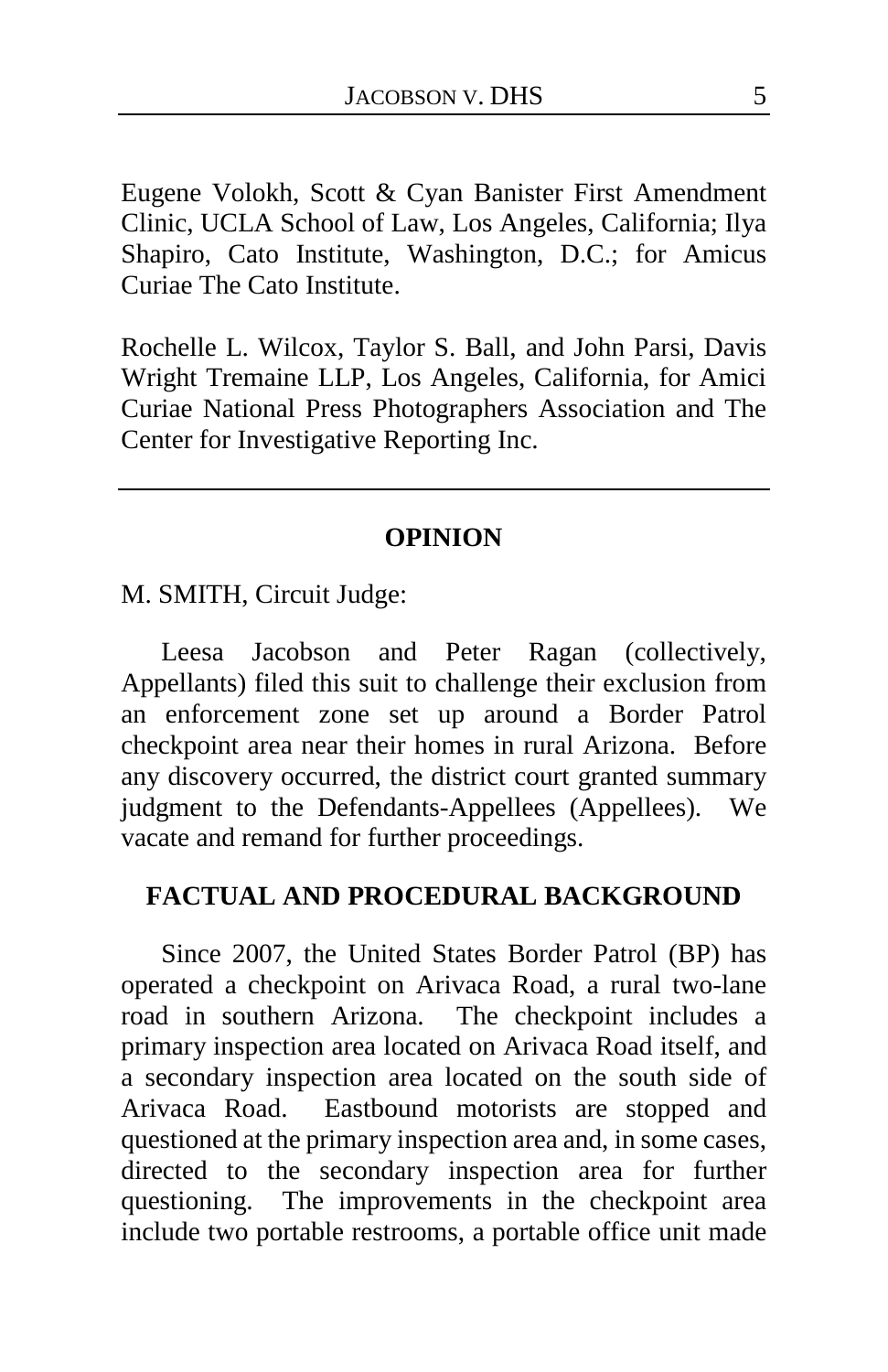Eugene Volokh, Scott & Cyan Banister First Amendment Clinic, UCLA School of Law, Los Angeles, California; Ilya Shapiro, Cato Institute, Washington, D.C.; for Amicus Curiae The Cato Institute.

Rochelle L. Wilcox, Taylor S. Ball, and John Parsi, Davis Wright Tremaine LLP, Los Angeles, California, for Amici Curiae National Press Photographers Association and The Center for Investigative Reporting Inc.

---

## OPINION

M. SMITH, Circuit Judge:

Leesa Jacobson and Peter Ragan (collectively, Appellants) filed this suit to challenge their exclusion from an enforcement zone set up around a Border Patrol checkpoint area near their homes in rural Arizona. Before any discovery occurred, the district court granted summary judgment to the Defendants-Appellees (Appellees). We vacate and remand for further proceedings.

## FACTUAL AND PROCEDURAL BACKGROUND

Since 2007, the United States Border Patrol (BP) has operated a checkpoint on Arivaca Road, a rural two-lane road in southern Arizona. The checkpoint includes a primary inspection area located on Arivaca Road itself, and a secondary inspection area located on the south side of Arivaca Road. Eastbound motorists are stopped and questioned at the primary inspection area and, in some cases, directed to the secondary inspection area for further questioning. The improvements in the checkpoint area include two portable restrooms, a portable office unit made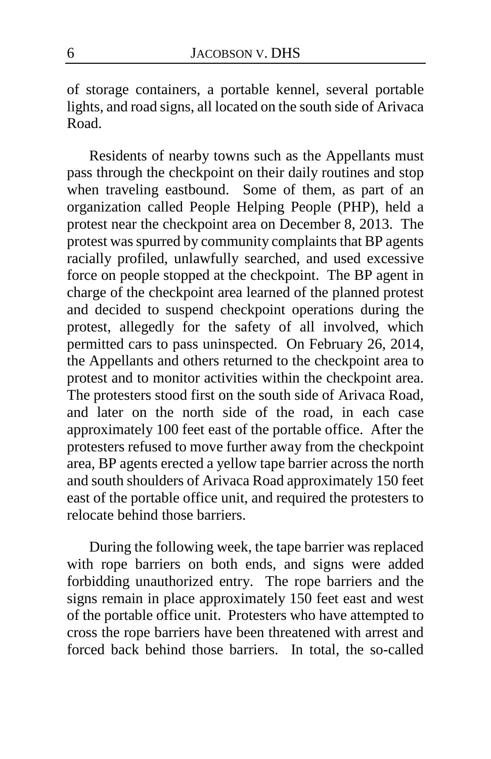of storage containers, a portable kennel, several portable lights, and road signs, all located on the south side of Arivaca Road.

Residents of nearby towns such as the Appellants must pass through the checkpoint on their daily routines and stop when traveling eastbound. Some of them, as part of an organization called People Helping People (PHP), held a protest near the checkpoint area on December 8, 2013. The protest was spurred by community complaints that BP agents racially profiled, unlawfully searched, and used excessive force on people stopped at the checkpoint. The BP agent in charge of the checkpoint area learned of the planned protest and decided to suspend checkpoint operations during the protest, allegedly for the safety of all involved, which permitted cars to pass uninspected. On February 26, 2014, the Appellants and others returned to the checkpoint area to protest and to monitor activities within the checkpoint area. The protesters stood first on the south side of Arivaca Road, and later on the north side of the road, in each case approximately 100 feet east of the portable office. After the protesters refused to move further away from the checkpoint area, BP agents erected a yellow tape barrier across the north and south shoulders of Arivaca Road approximately 150 feet east of the portable office unit, and required the protesters to relocate behind those barriers.

During the following week, the tape barrier was replaced with rope barriers on both ends, and signs were added forbidding unauthorized entry. The rope barriers and the signs remain in place approximately 150 feet east and west of the portable office unit. Protesters who have attempted to cross the rope barriers have been threatened with arrest and forced back behind those barriers. In total, the so-called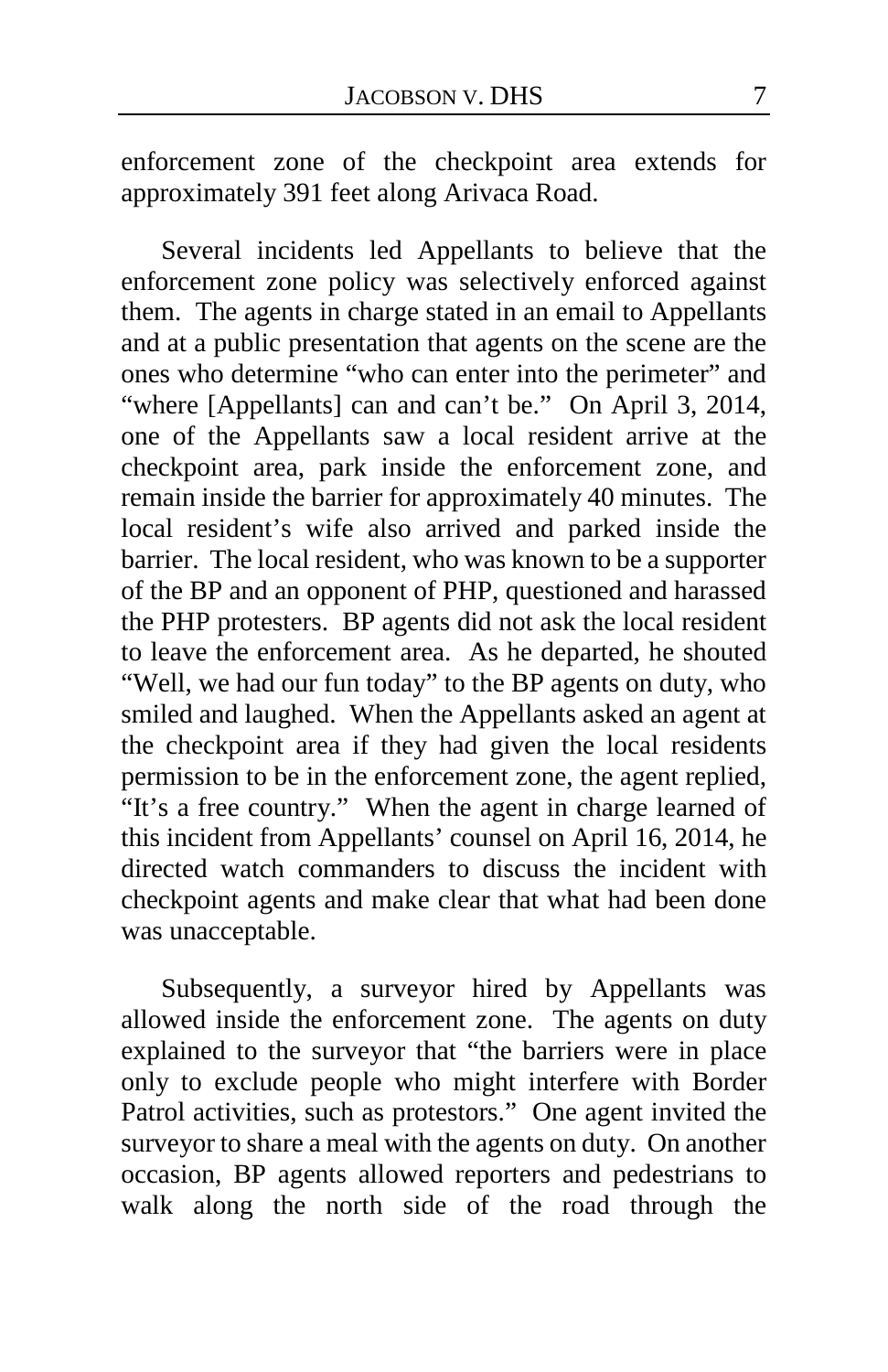enforcement zone of the checkpoint area extends for approximately 391 feet along Arivaca Road.

Several incidents led Appellants to believe that the enforcement zone policy was selectively enforced against them. The agents in charge stated in an email to Appellants and at a public presentation that agents on the scene are the ones who determine "who can enter into the perimeter" and "where [Appellants] can and can't be." On April 3, 2014, one of the Appellants saw a local resident arrive at the checkpoint area, park inside the enforcement zone, and remain inside the barrier for approximately 40 minutes. The local resident's wife also arrived and parked inside the barrier. The local resident, who was known to be a supporter of the BP and an opponent of PHP, questioned and harassed the PHP protesters. BP agents did not ask the local resident to leave the enforcement area. As he departed, he shouted "Well, we had our fun today" to the BP agents on duty, who smiled and laughed. When the Appellants asked an agent at the checkpoint area if they had given the local residents permission to be in the enforcement zone, the agent replied, "It's a free country." When the agent in charge learned of this incident from Appellants' counsel on April 16, 2014, he directed watch commanders to discuss the incident with checkpoint agents and make clear that what had been done was unacceptable.

Subsequently, a surveyor hired by Appellants was allowed inside the enforcement zone. The agents on duty explained to the surveyor that "the barriers were in place only to exclude people who might interfere with Border Patrol activities, such as protestors." One agent invited the surveyor to share a meal with the agents on duty. On another occasion, BP agents allowed reporters and pedestrians to walk along the north side of the road through the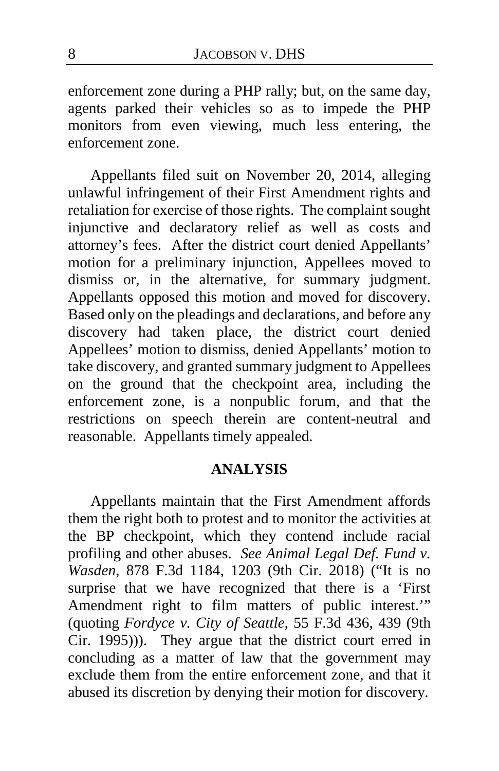enforcement zone during a PHP rally; but, on the same day, agents parked their vehicles so as to impede the PHP monitors from even viewing, much less entering, the enforcement zone.

Appellants filed suit on November 20, 2014, alleging unlawful infringement of their First Amendment rights and retaliation for exercise of those rights. The complaint sought injunctive and declaratory relief as well as costs and attorney's fees. After the district court denied Appellants' motion for a preliminary injunction, Appellees moved to dismiss or, in the alternative, for summary judgment. Appellants opposed this motion and moved for discovery. Based only on the pleadings and declarations, and before any discovery had taken place, the district court denied Appellees' motion to dismiss, denied Appellants' motion to take discovery, and granted summary judgment to Appellees on the ground that the checkpoint area, including the enforcement zone, is a nonpublic forum, and that the restrictions on speech therein are content-neutral and reasonable. Appellants timely appealed.

## ANALYSIS

Appellants maintain that the First Amendment affords them the right both to protest and to monitor the activities at the BP checkpoint, which they contend include racial profiling and other abuses. *See Animal Legal Def. Fund v. Wasden*, 878 F.3d 1184, 1203 (9th Cir. 2018) ("It is no surprise that we have recognized that there is a 'First Amendment right to film matters of public interest.'" (quoting *Fordyce v. City of Seattle*, 55 F.3d 436, 439 (9th Cir. 1995))). They argue that the district court erred in concluding as a matter of law that the government may exclude them from the entire enforcement zone, and that it abused its discretion by denying their motion for discovery.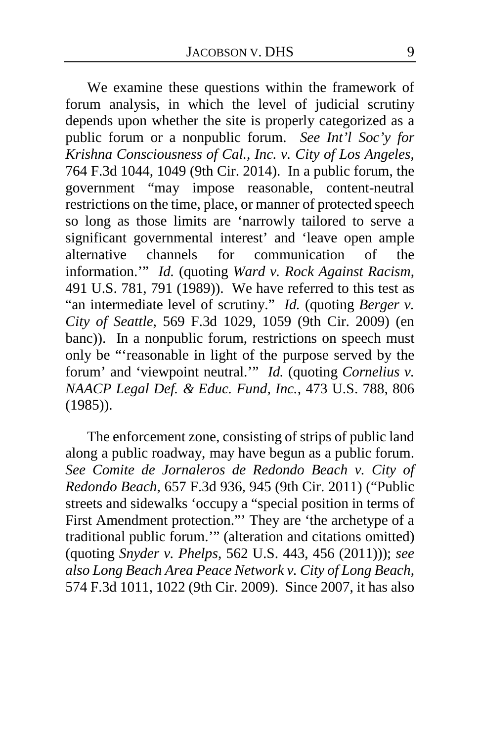We examine these questions within the framework of forum analysis, in which the level of judicial scrutiny depends upon whether the site is properly categorized as a public forum or a nonpublic forum. *See Int'l Soc'y for Krishna Consciousness of Cal., Inc. v. City of Los Angeles*, 764 F.3d 1044, 1049 (9th Cir. 2014). In a public forum, the government "may impose reasonable, content-neutral restrictions on the time, place, or manner of protected speech so long as those limits are 'narrowly tailored to serve a significant governmental interest' and 'leave open ample alternative channels for communication of the information.'" *Id.* (quoting *Ward v. Rock Against Racism*, 491 U.S. 781, 791 (1989)). We have referred to this test as "an intermediate level of scrutiny." *Id.* (quoting *Berger v. City of Seattle*, 569 F.3d 1029, 1059 (9th Cir. 2009) (en banc)). In a nonpublic forum, restrictions on speech must only be "'reasonable in light of the purpose served by the forum' and 'viewpoint neutral.'" *Id.* (quoting *Cornelius v. NAACP Legal Def. & Educ. Fund, Inc.*, 473 U.S. 788, 806 (1985)).

The enforcement zone, consisting of strips of public land along a public roadway, may have begun as a public forum. *See Comite de Jornaleros de Redondo Beach v. City of Redondo Beach*, 657 F.3d 936, 945 (9th Cir. 2011) ("Public streets and sidewalks 'occupy a "special position in terms of First Amendment protection."' They are 'the archetype of a traditional public forum.'" (alteration and citations omitted) (quoting *Snyder v. Phelps*, 562 U.S. 443, 456 (2011))); *see also Long Beach Area Peace Network v. City of Long Beach*, 574 F.3d 1011, 1022 (9th Cir. 2009). Since 2007, it has also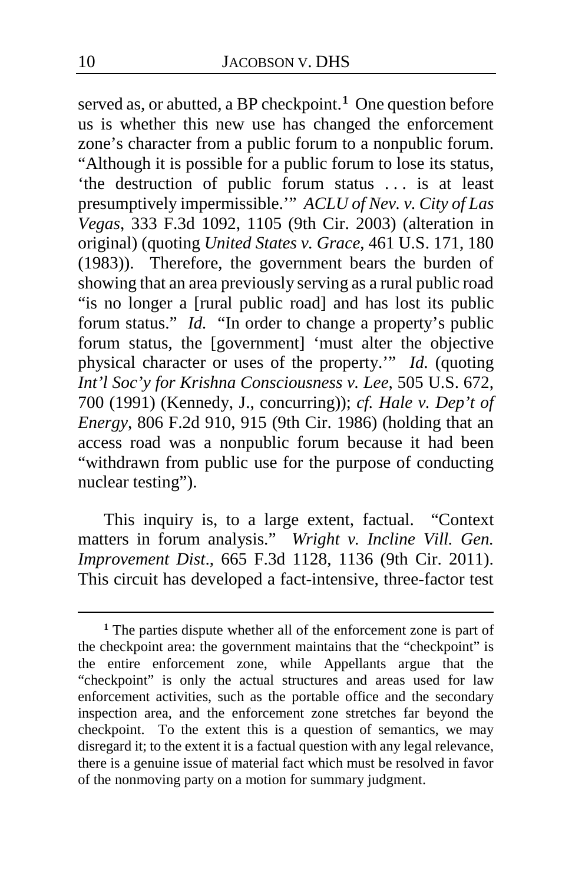served as, or abutted, a BP checkpoint.[1] One question before us is whether this new use has changed the enforcement zone's character from a public forum to a nonpublic forum. "Although it is possible for a public forum to lose its status, 'the destruction of public forum status . . . is at least presumptively impermissible.'" *ACLU of Nev. v. City of Las Vegas*, 333 F.3d 1092, 1105 (9th Cir. 2003) (alteration in original) (quoting *United States v. Grace*, 461 U.S. 171, 180 (1983)). Therefore, the government bears the burden of showing that an area previously serving as a rural public road "is no longer a [rural public road] and has lost its public forum status." *Id.* "In order to change a property's public forum status, the [government] 'must alter the objective physical character or uses of the property.'" *Id.* (quoting *Int'l Soc'y for Krishna Consciousness v. Lee*, 505 U.S. 672, 700 (1991) (Kennedy, J., concurring)); *cf. Hale v. Dep't of Energy*, 806 F.2d 910, 915 (9th Cir. 1986) (holding that an access road was a nonpublic forum because it had been "withdrawn from public use for the purpose of conducting nuclear testing").

This inquiry is, to a large extent, factual. "Context matters in forum analysis." *Wright v. Incline Vill. Gen. Improvement Dist.*, 665 F.3d 1128, 1136 (9th Cir. 2011). This circuit has developed a fact-intensive, three-factor test

[1] The parties dispute whether all of the enforcement zone is part of the checkpoint area: the government maintains that the "checkpoint" is the entire enforcement zone, while Appellants argue that the "checkpoint" is only the actual structures and areas used for law enforcement activities, such as the portable office and the secondary inspection area, and the enforcement zone stretches far beyond the checkpoint. To the extent this is a question of semantics, we may disregard it; to the extent it is a factual question with any legal relevance, there is a genuine issue of material fact which must be resolved in favor of the nonmoving party on a motion for summary judgment.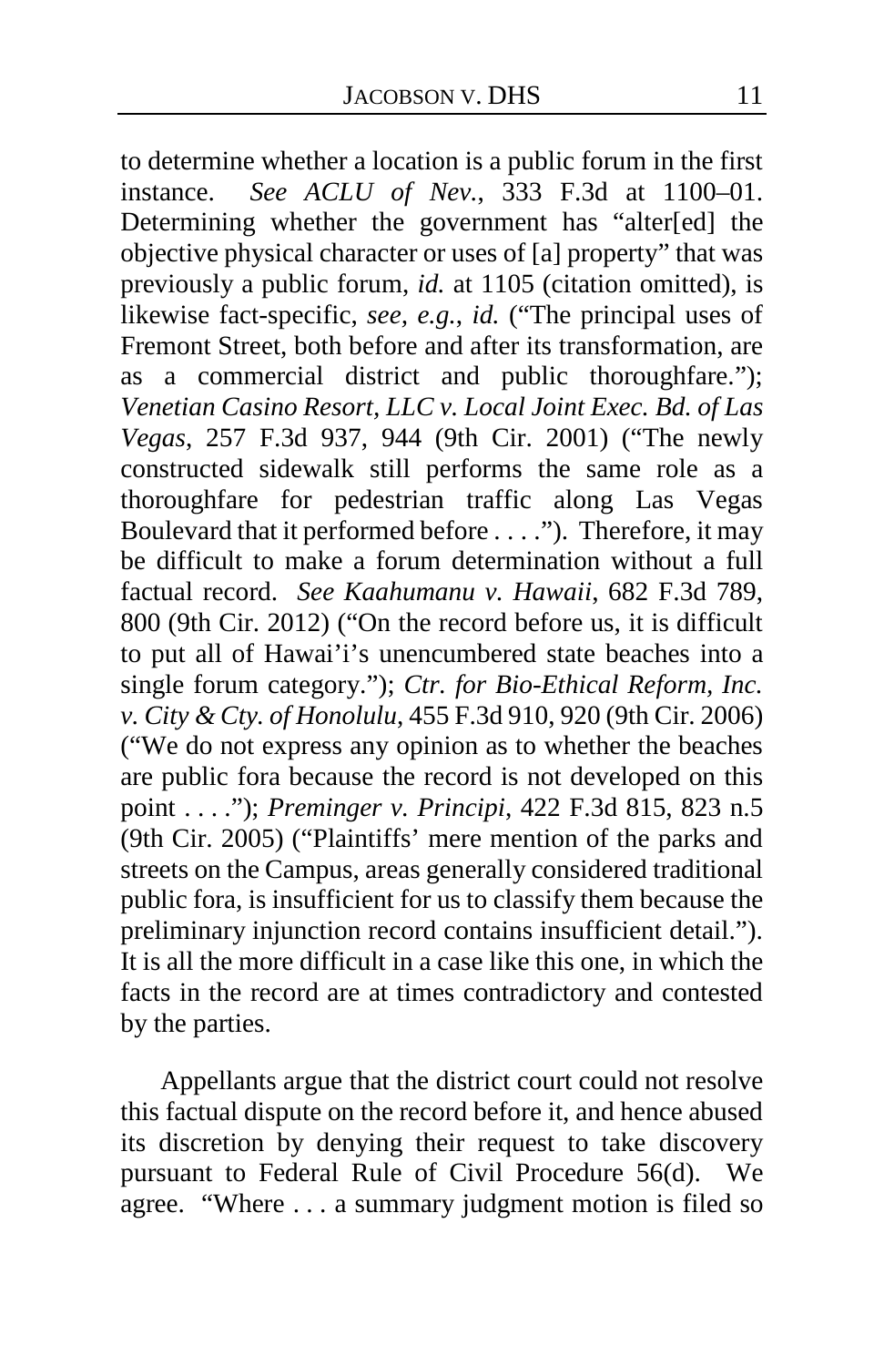to determine whether a location is a public forum in the first instance. *See ACLU of Nev.*, 333 F.3d at 1100–01. Determining whether the government has "alter[ed] the objective physical character or uses of [a] property" that was previously a public forum, *id.* at 1105 (citation omitted), is likewise fact-specific, *see, e.g.*, *id.* ("The principal uses of Fremont Street, both before and after its transformation, are as a commercial district and public thoroughfare."); *Venetian Casino Resort, LLC v. Local Joint Exec. Bd. of Las Vegas*, 257 F.3d 937, 944 (9th Cir. 2001) ("The newly constructed sidewalk still performs the same role as a thoroughfare for pedestrian traffic along Las Vegas Boulevard that it performed before . . . ."). Therefore, it may be difficult to make a forum determination without a full factual record. *See Kaahumanu v. Hawaii*, 682 F.3d 789, 800 (9th Cir. 2012) ("On the record before us, it is difficult to put all of Hawai'i's unencumbered state beaches into a single forum category."); *Ctr. for Bio-Ethical Reform, Inc. v. City & Cty. of Honolulu*, 455 F.3d 910, 920 (9th Cir. 2006) ("We do not express any opinion as to whether the beaches are public fora because the record is not developed on this point . . . ."); *Preminger v. Principi*, 422 F.3d 815, 823 n.5 (9th Cir. 2005) ("Plaintiffs' mere mention of the parks and streets on the Campus, areas generally considered traditional public fora, is insufficient for us to classify them because the preliminary injunction record contains insufficient detail."). It is all the more difficult in a case like this one, in which the facts in the record are at times contradictory and contested by the parties.

Appellants argue that the district court could not resolve this factual dispute on the record before it, and hence abused its discretion by denying their request to take discovery pursuant to Federal Rule of Civil Procedure 56(d). We agree. "Where . . . a summary judgment motion is filed so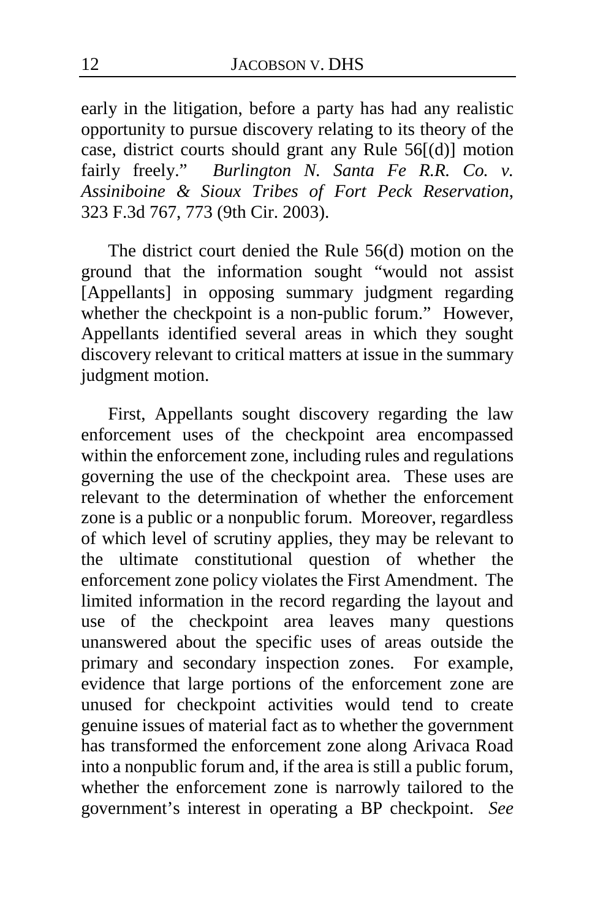early in the litigation, before a party has had any realistic opportunity to pursue discovery relating to its theory of the case, district courts should grant any Rule 56[(d)] motion fairly freely." *Burlington N. Santa Fe R.R. Co. v. Assiniboine & Sioux Tribes of Fort Peck Reservation*, 323 F.3d 767, 773 (9th Cir. 2003).

The district court denied the Rule 56(d) motion on the ground that the information sought "would not assist [Appellants] in opposing summary judgment regarding whether the checkpoint is a non-public forum." However, Appellants identified several areas in which they sought discovery relevant to critical matters at issue in the summary judgment motion.

First, Appellants sought discovery regarding the law enforcement uses of the checkpoint area encompassed within the enforcement zone, including rules and regulations governing the use of the checkpoint area. These uses are relevant to the determination of whether the enforcement zone is a public or a nonpublic forum. Moreover, regardless of which level of scrutiny applies, they may be relevant to the ultimate constitutional question of whether the enforcement zone policy violates the First Amendment. The limited information in the record regarding the layout and use of the checkpoint area leaves many questions unanswered about the specific uses of areas outside the primary and secondary inspection zones. For example, evidence that large portions of the enforcement zone are unused for checkpoint activities would tend to create genuine issues of material fact as to whether the government has transformed the enforcement zone along Arivaca Road into a nonpublic forum and, if the area is still a public forum, whether the enforcement zone is narrowly tailored to the government's interest in operating a BP checkpoint. *See*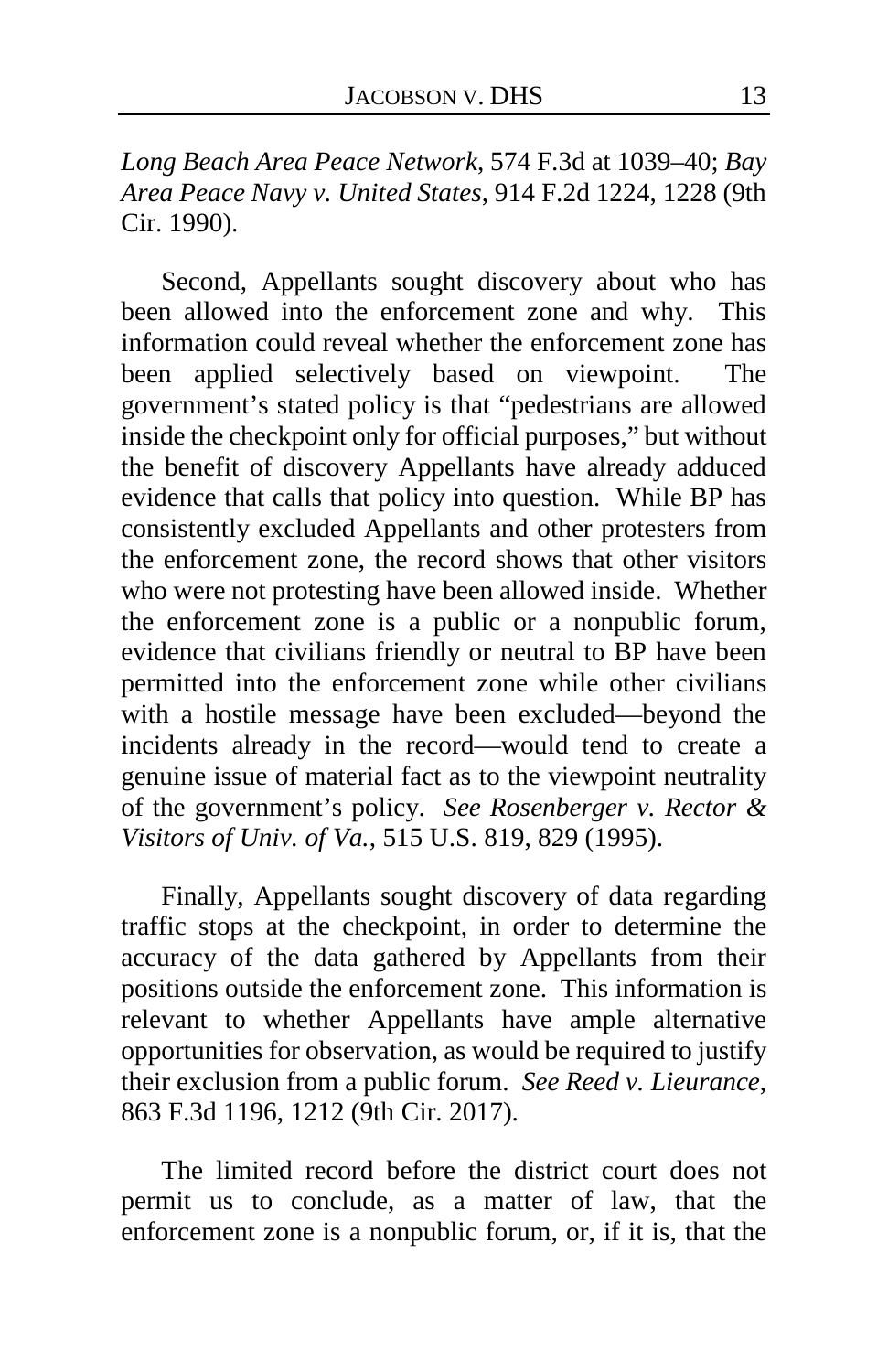*Long Beach Area Peace Network*, 574 F.3d at 1039–40; *Bay Area Peace Navy v. United States*, 914 F.2d 1224, 1228 (9th Cir. 1990).

Second, Appellants sought discovery about who has been allowed into the enforcement zone and why. This information could reveal whether the enforcement zone has been applied selectively based on viewpoint. The government's stated policy is that "pedestrians are allowed inside the checkpoint only for official purposes," but without the benefit of discovery Appellants have already adduced evidence that calls that policy into question. While BP has consistently excluded Appellants and other protesters from the enforcement zone, the record shows that other visitors who were not protesting have been allowed inside. Whether the enforcement zone is a public or a nonpublic forum, evidence that civilians friendly or neutral to BP have been permitted into the enforcement zone while other civilians with a hostile message have been excluded—beyond the incidents already in the record—would tend to create a genuine issue of material fact as to the viewpoint neutrality of the government's policy. *See Rosenberger v. Rector & Visitors of Univ. of Va.*, 515 U.S. 819, 829 (1995).

Finally, Appellants sought discovery of data regarding traffic stops at the checkpoint, in order to determine the accuracy of the data gathered by Appellants from their positions outside the enforcement zone. This information is relevant to whether Appellants have ample alternative opportunities for observation, as would be required to justify their exclusion from a public forum. *See Reed v. Lieurance*, 863 F.3d 1196, 1212 (9th Cir. 2017).

The limited record before the district court does not permit us to conclude, as a matter of law, that the enforcement zone is a nonpublic forum, or, if it is, that the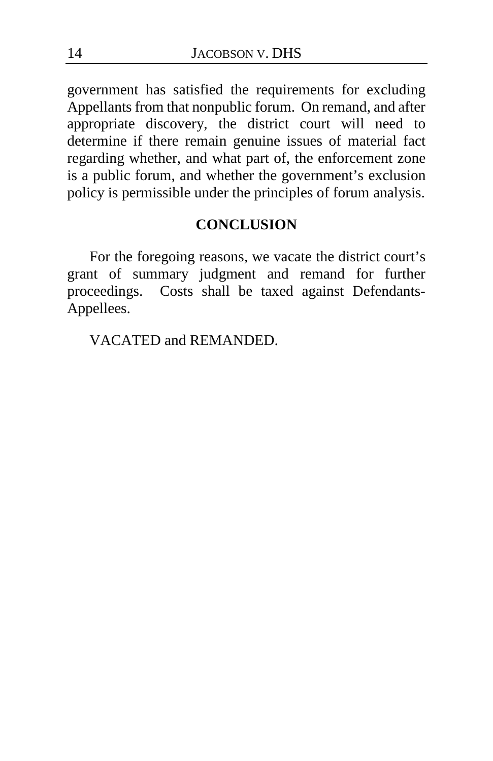government has satisfied the requirements for excluding Appellants from that nonpublic forum. On remand, and after appropriate discovery, the district court will need to determine if there remain genuine issues of material fact regarding whether, and what part of, the enforcement zone is a public forum, and whether the government's exclusion policy is permissible under the principles of forum analysis.

## CONCLUSION

For the foregoing reasons, we vacate the district court's grant of summary judgment and remand for further proceedings. Costs shall be taxed against Defendants-Appellees.

VACATED and REMANDED.